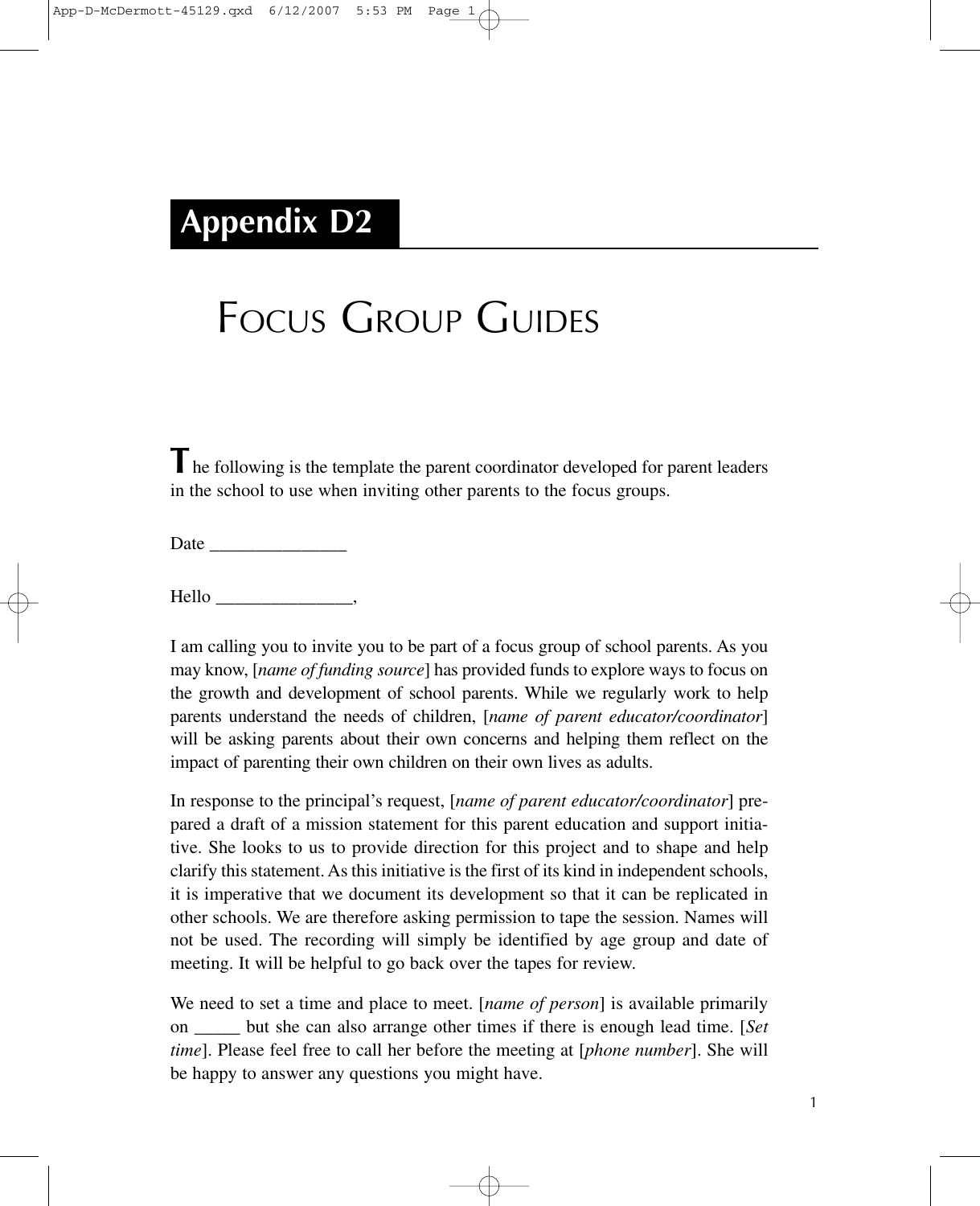# Appendix D2

## Focus Group Guides

The following is the template the parent coordinator developed for parent leaders in the school to use when inviting other parents to the focus groups.

Date _______________

Hello _______________,

I am calling you to invite you to be part of a focus group of school parents. As you may know, [*name of funding source*] has provided funds to explore ways to focus on the growth and development of school parents. While we regularly work to help parents understand the needs of children, [*name of parent educator/coordinator*] will be asking parents about their own concerns and helping them reflect on the impact of parenting their own children on their own lives as adults.

In response to the principal's request, [*name of parent educator/coordinator*] prepared a draft of a mission statement for this parent education and support initiative. She looks to us to provide direction for this project and to shape and help clarify this statement. As this initiative is the first of its kind in independent schools, it is imperative that we document its development so that it can be replicated in other schools. We are therefore asking permission to tape the session. Names will not be used. The recording will simply be identified by age group and date of meeting. It will be helpful to go back over the tapes for review.

We need to set a time and place to meet. [*name of person*] is available primarily on _____ but she can also arrange other times if there is enough lead time. [*Set time*]. Please feel free to call her before the meeting at [*phone number*]. She will be happy to answer any questions you might have.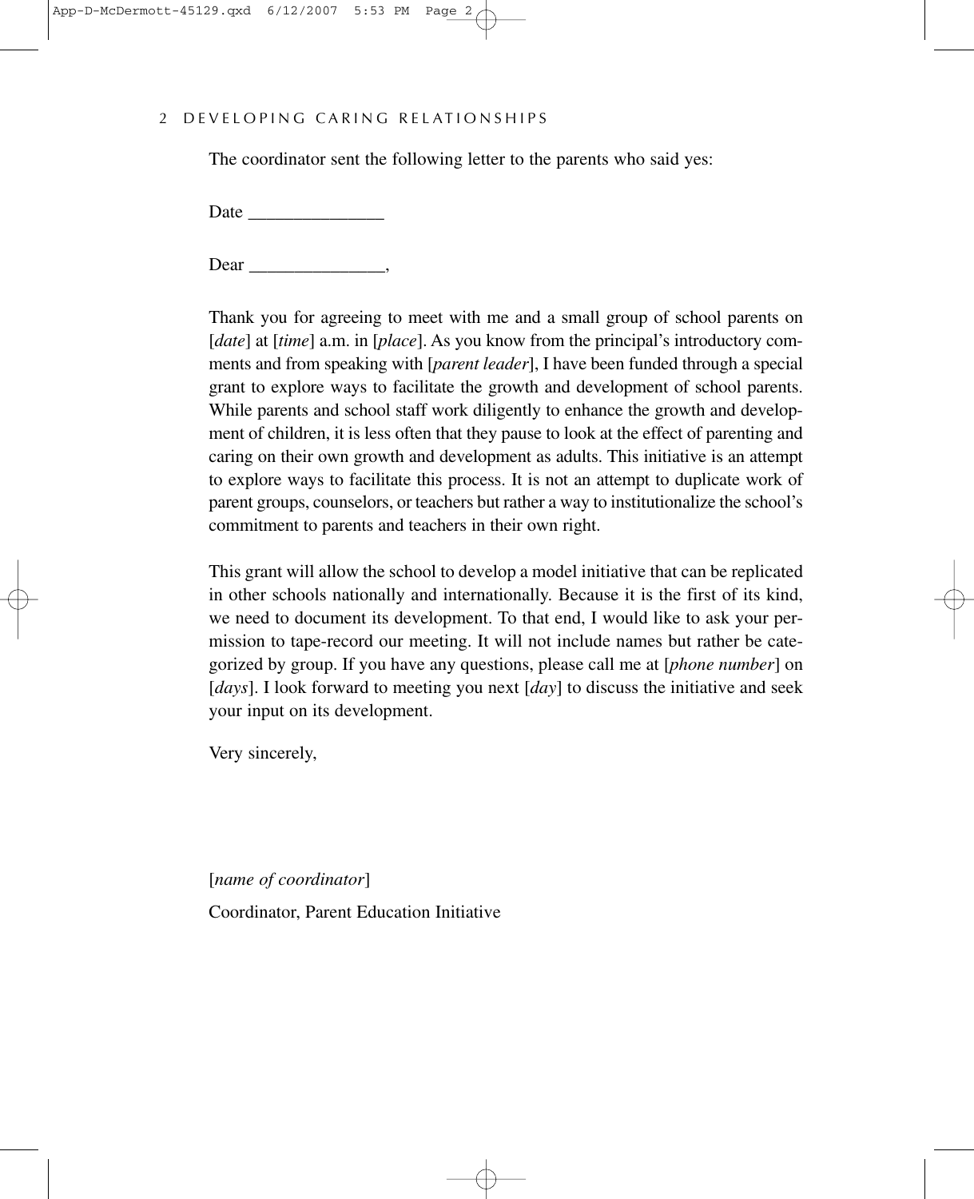The coordinator sent the following letter to the parents who said yes:

Date _______________

Dear _______________,

Thank you for agreeing to meet with me and a small group of school parents on [*date*] at [*time*] a.m. in [*place*]. As you know from the principal's introductory comments and from speaking with [*parent leader*], I have been funded through a special grant to explore ways to facilitate the growth and development of school parents. While parents and school staff work diligently to enhance the growth and development of children, it is less often that they pause to look at the effect of parenting and caring on their own growth and development as adults. This initiative is an attempt to explore ways to facilitate this process. It is not an attempt to duplicate work of parent groups, counselors, or teachers but rather a way to institutionalize the school's commitment to parents and teachers in their own right.

This grant will allow the school to develop a model initiative that can be replicated in other schools nationally and internationally. Because it is the first of its kind, we need to document its development. To that end, I would like to ask your permission to tape-record our meeting. It will not include names but rather be categorized by group. If you have any questions, please call me at [*phone number*] on [*days*]. I look forward to meeting you next [*day*] to discuss the initiative and seek your input on its development.

Very sincerely,

[*name of coordinator*]

Coordinator, Parent Education Initiative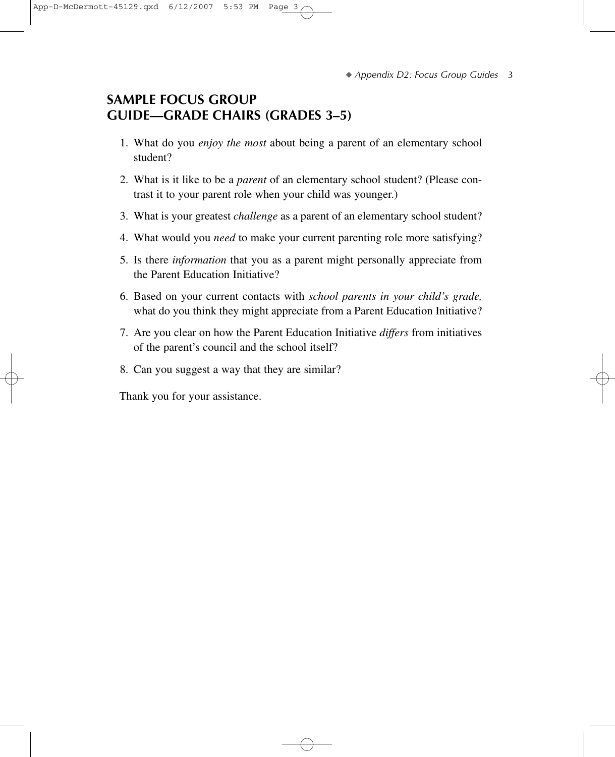## SAMPLE FOCUS GROUP GUIDE—GRADE CHAIRS (GRADES 3–5)

1. What do you *enjoy the most* about being a parent of an elementary school student?
2. What is it like to be a *parent* of an elementary school student? (Please contrast it to your parent role when your child was younger.)
3. What is your greatest *challenge* as a parent of an elementary school student?
4. What would you *need* to make your current parenting role more satisfying?
5. Is there *information* that you as a parent might personally appreciate from the Parent Education Initiative?
6. Based on your current contacts with *school parents in your child's grade,* what do you think they might appreciate from a Parent Education Initiative?
7. Are you clear on how the Parent Education Initiative *differs* from initiatives of the parent's council and the school itself?
8. Can you suggest a way that they are similar?

Thank you for your assistance.